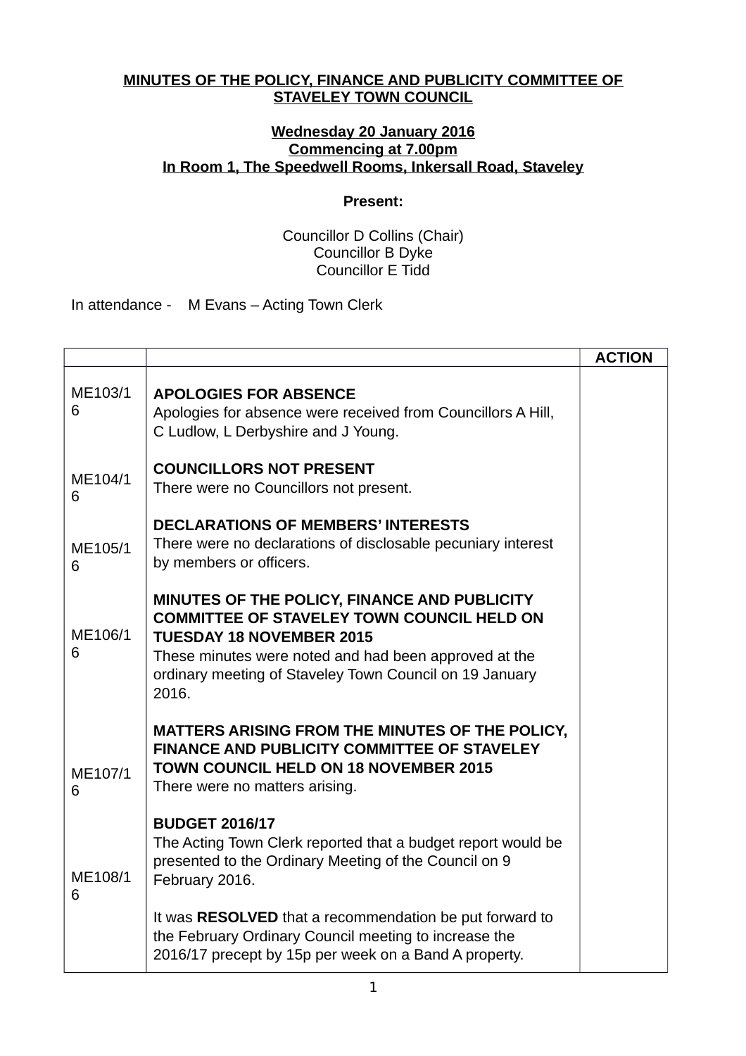**MINUTES OF THE POLICY, FINANCE AND PUBLICITY COMMITTEE OF STAVELEY TOWN COUNCIL**

**Wednesday 20 January 2016**
**Commencing at 7.00pm**
**In Room 1, The Speedwell Rooms, Inkersall Road, Staveley**

**Present:**

Councillor D Collins (Chair)
Councillor B Dyke
Councillor E Tidd

In attendance - M Evans – Acting Town Clerk

| | | **ACTION** |
|---|---|---|
| ME103/16 | **APOLOGIES FOR ABSENCE**<br>Apologies for absence were received from Councillors A Hill, C Ludlow, L Derbyshire and J Young. | |
| ME104/16 | **COUNCILLORS NOT PRESENT**<br>There were no Councillors not present. | |
| ME105/16 | **DECLARATIONS OF MEMBERS' INTERESTS**<br>There were no declarations of disclosable pecuniary interest by members or officers. | |
| ME106/16 | **MINUTES OF THE POLICY, FINANCE AND PUBLICITY COMMITTEE OF STAVELEY TOWN COUNCIL HELD ON TUESDAY 18 NOVEMBER 2015**<br>These minutes were noted and had been approved at the ordinary meeting of Staveley Town Council on 19 January 2016. | |
| ME107/16 | **MATTERS ARISING FROM THE MINUTES OF THE POLICY, FINANCE AND PUBLICITY COMMITTEE OF STAVELEY TOWN COUNCIL HELD ON 18 NOVEMBER 2015**<br>There were no matters arising. | |
| ME108/16 | **BUDGET 2016/17**<br>The Acting Town Clerk reported that a budget report would be presented to the Ordinary Meeting of the Council on 9 February 2016.<br><br>It was **RESOLVED** that a recommendation be put forward to the February Ordinary Council meeting to increase the 2016/17 precept by 15p per week on a Band A property. | |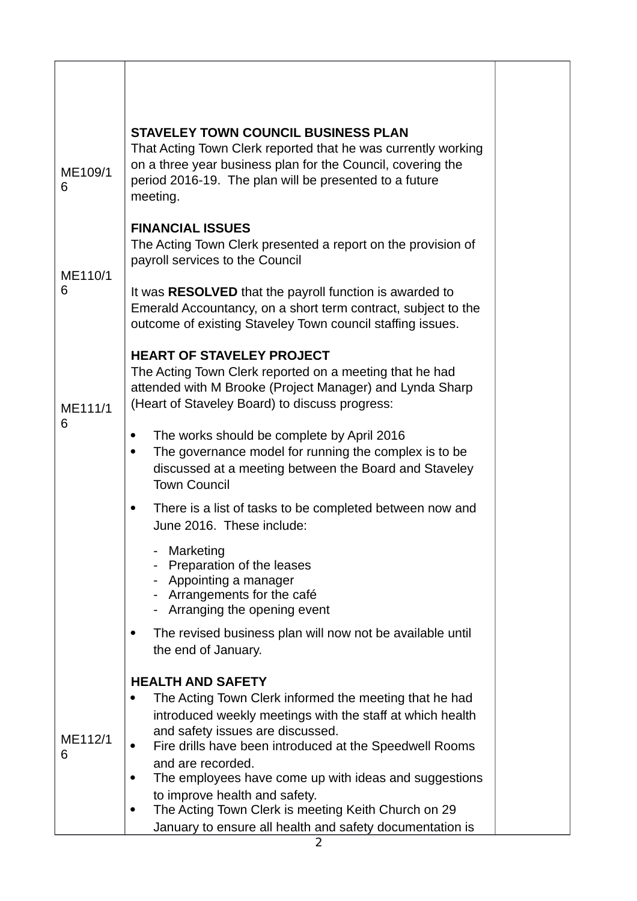| | | |
|---|---|---|
| ME109/16 | **STAVELEY TOWN COUNCIL BUSINESS PLAN**<br>That Acting Town Clerk reported that he was currently working on a three year business plan for the Council, covering the period 2016-19. The plan will be presented to a future meeting. | |
| ME110/16 | **FINANCIAL ISSUES**<br>The Acting Town Clerk presented a report on the provision of payroll services to the Council<br><br>It was **RESOLVED** that the payroll function is awarded to Emerald Accountancy, on a short term contract, subject to the outcome of existing Staveley Town council staffing issues. | |
| ME111/16 | **HEART OF STAVELEY PROJECT**<br>The Acting Town Clerk reported on a meeting that he had attended with M Brooke (Project Manager) and Lynda Sharp (Heart of Staveley Board) to discuss progress:<br><br>• The works should be complete by April 2016<br>• The governance model for running the complex is to be discussed at a meeting between the Board and Staveley Town Council<br>• There is a list of tasks to be completed between now and June 2016. These include:<br>  - Marketing<br>  - Preparation of the leases<br>  - Appointing a manager<br>  - Arrangements for the café<br>  - Arranging the opening event<br>• The revised business plan will now not be available until the end of January. | |
| ME112/16 | **HEALTH AND SAFETY**<br>• The Acting Town Clerk informed the meeting that he had introduced weekly meetings with the staff at which health and safety issues are discussed.<br>• Fire drills have been introduced at the Speedwell Rooms and are recorded.<br>• The employees have come up with ideas and suggestions to improve health and safety.<br>• The Acting Town Clerk is meeting Keith Church on 29 January to ensure all health and safety documentation is | |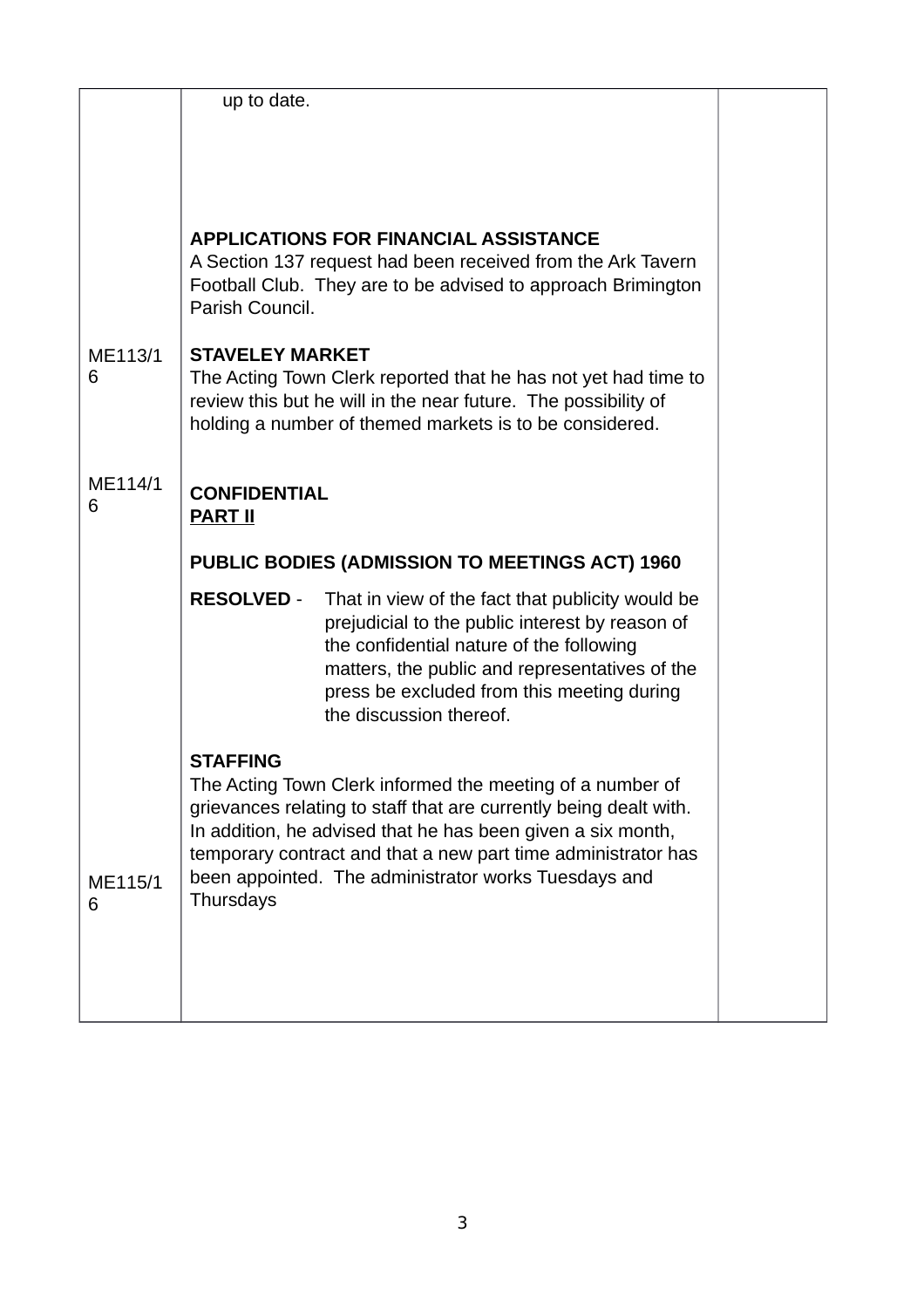| | | |
|---|---|---|
| | up to date.<br><br>**APPLICATIONS FOR FINANCIAL ASSISTANCE**<br>A Section 137 request had been received from the Ark Tavern Football Club. They are to be advised to approach Brimington Parish Council. | |
| ME113/16 | **STAVELEY MARKET**<br>The Acting Town Clerk reported that he has not yet had time to review this but he will in the near future. The possibility of holding a number of themed markets is to be considered. | |
| ME114/16 | **CONFIDENTIAL**<br>**PART II**<br><br>**PUBLIC BODIES (ADMISSION TO MEETINGS ACT) 1960**<br><br>**RESOLVED** - That in view of the fact that publicity would be prejudicial to the public interest by reason of the confidential nature of the following matters, the public and representatives of the press be excluded from this meeting during the discussion thereof. | |
| ME115/16 | **STAFFING**<br>The Acting Town Clerk informed the meeting of a number of grievances relating to staff that are currently being dealt with. In addition, he advised that he has been given a six month, temporary contract and that a new part time administrator has been appointed. The administrator works Tuesdays and Thursdays | |